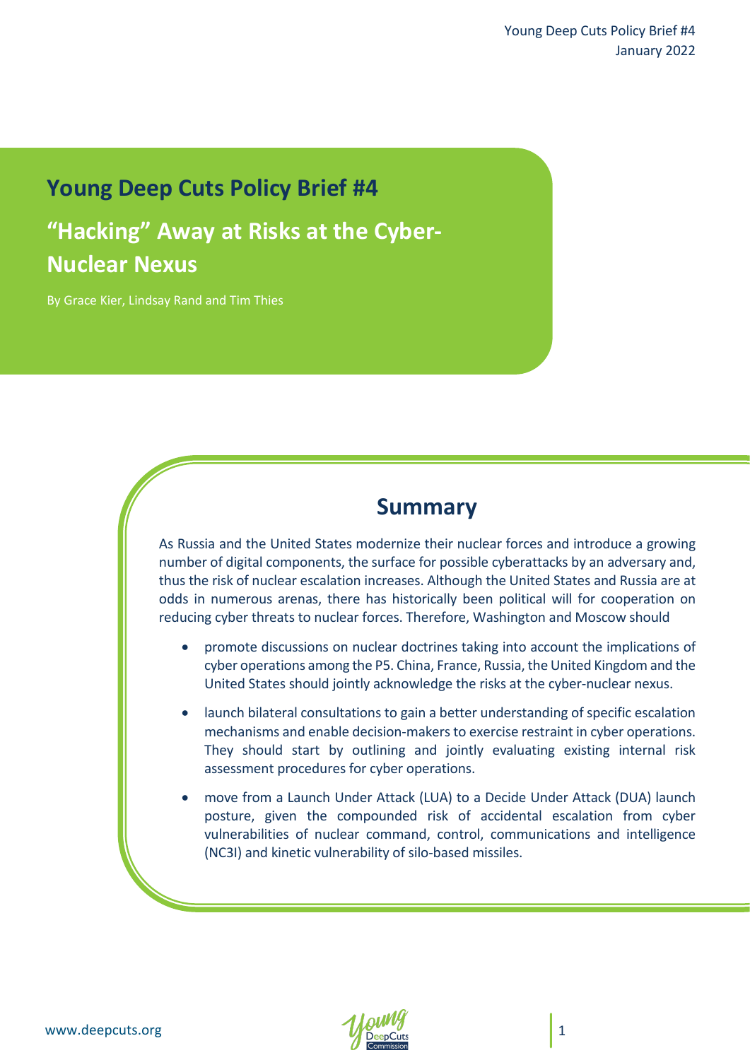# Young Deep Cuts Policy Brief #4

## "Hacking" Away at Risks at the Cyber-Nuclear Nexus

By Grace Kier, Lindsay Rand and Tim Thies

## Summary

As Russia and the United States modernize their nuclear forces and introduce a growing number of digital components, the surface for possible cyberattacks by an adversary and, thus the risk of nuclear escalation increases. Although the United States and Russia are at odds in numerous arenas, there has historically been political will for cooperation on reducing cyber threats to nuclear forces. Therefore, Washington and Moscow should

- promote discussions on nuclear doctrines taking into account the implications of cyber operations among the P5. China, France, Russia, the United Kingdom and the United States should jointly acknowledge the risks at the cyber-nuclear nexus.
- launch bilateral consultations to gain a better understanding of specific escalation mechanisms and enable decision-makers to exercise restraint in cyber operations. They should start by outlining and jointly evaluating existing internal risk assessment procedures for cyber operations.
- move from a Launch Under Attack (LUA) to a Decide Under Attack (DUA) launch posture, given the compounded risk of accidental escalation from cyber vulnerabilities of nuclear command, control, communications and intelligence (NC3I) and kinetic vulnerability of silo-based missiles.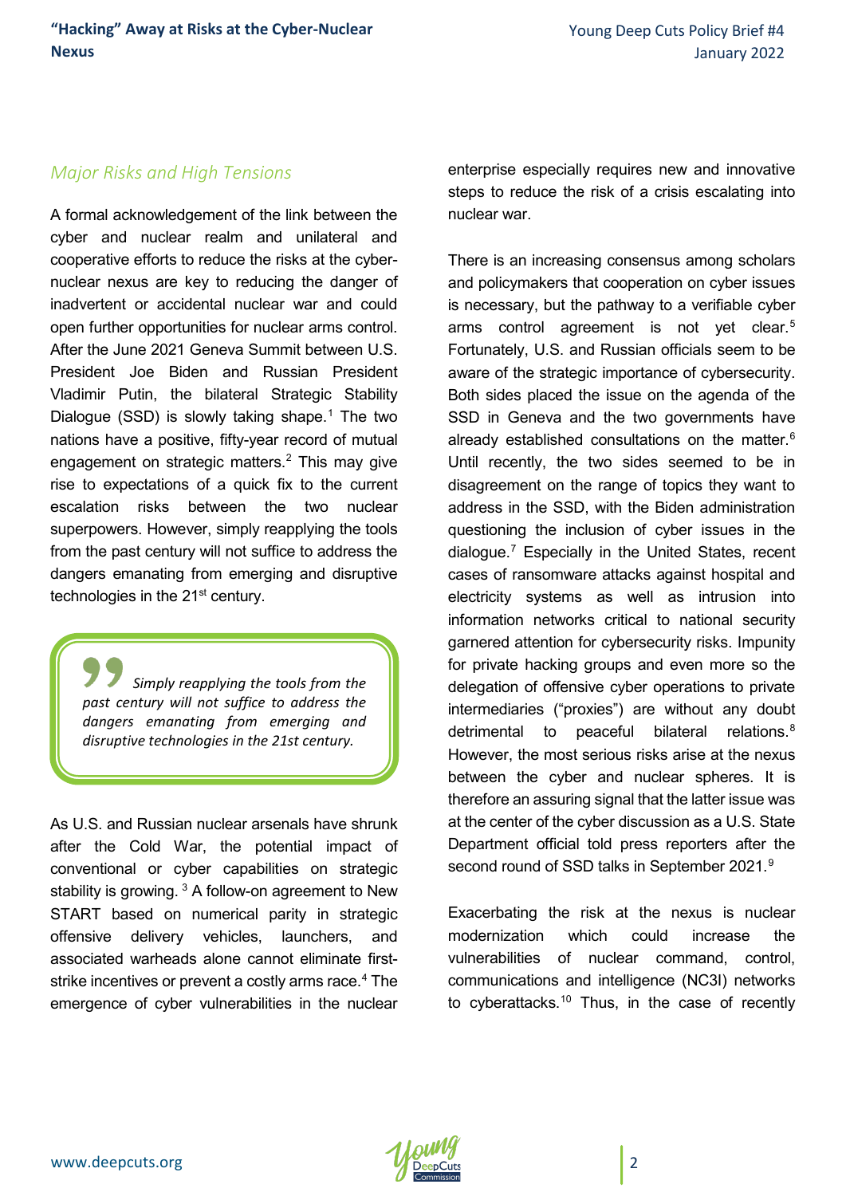## *Major Risks and High Tensions*

A formal acknowledgement of the link between the cyber and nuclear realm and unilateral and cooperative efforts to reduce the risks at the cyber-nuclear nexus are key to reducing the danger of inadvertent or accidental nuclear war and could open further opportunities for nuclear arms control. After the June 2021 Geneva Summit between U.S. President Joe Biden and Russian President Vladimir Putin, the bilateral Strategic Stability Dialogue (SSD) is slowly taking shape.[1] The two nations have a positive, fifty-year record of mutual engagement on strategic matters.[2] This may give rise to expectations of a quick fix to the current escalation risks between the two nuclear superpowers. However, simply reapplying the tools from the past century will not suffice to address the dangers emanating from emerging and disruptive technologies in the 21st century.

> *Simply reapplying the tools from the past century will not suffice to address the dangers emanating from emerging and disruptive technologies in the 21st century.*

As U.S. and Russian nuclear arsenals have shrunk after the Cold War, the potential impact of conventional or cyber capabilities on strategic stability is growing.[3] A follow-on agreement to New START based on numerical parity in strategic offensive delivery vehicles, launchers, and associated warheads alone cannot eliminate first-strike incentives or prevent a costly arms race.[4] The emergence of cyber vulnerabilities in the nuclear enterprise especially requires new and innovative steps to reduce the risk of a crisis escalating into nuclear war.

There is an increasing consensus among scholars and policymakers that cooperation on cyber issues is necessary, but the pathway to a verifiable cyber arms control agreement is not yet clear.[5] Fortunately, U.S. and Russian officials seem to be aware of the strategic importance of cybersecurity. Both sides placed the issue on the agenda of the SSD in Geneva and the two governments have already established consultations on the matter.[6] Until recently, the two sides seemed to be in disagreement on the range of topics they want to address in the SSD, with the Biden administration questioning the inclusion of cyber issues in the dialogue.[7] Especially in the United States, recent cases of ransomware attacks against hospital and electricity systems as well as intrusion into information networks critical to national security garnered attention for cybersecurity risks. Impunity for private hacking groups and even more so the delegation of offensive cyber operations to private intermediaries ("proxies") are without any doubt detrimental to peaceful bilateral relations.[8] However, the most serious risks arise at the nexus between the cyber and nuclear spheres. It is therefore an assuring signal that the latter issue was at the center of the cyber discussion as a U.S. State Department official told press reporters after the second round of SSD talks in September 2021.[9]

Exacerbating the risk at the nexus is nuclear modernization which could increase the vulnerabilities of nuclear command, control, communications and intelligence (NC3I) networks to cyberattacks.[10] Thus, in the case of recently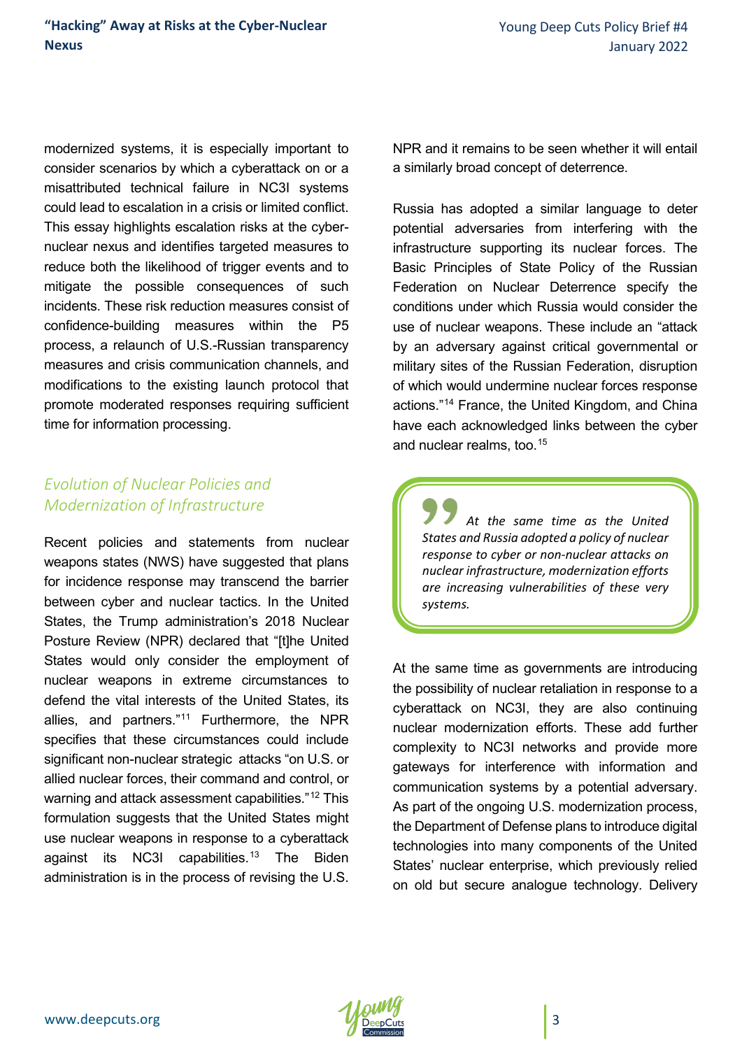modernized systems, it is especially important to consider scenarios by which a cyberattack on or a misattributed technical failure in NC3I systems could lead to escalation in a crisis or limited conflict. This essay highlights escalation risks at the cyber-nuclear nexus and identifies targeted measures to reduce both the likelihood of trigger events and to mitigate the possible consequences of such incidents. These risk reduction measures consist of confidence-building measures within the P5 process, a relaunch of U.S.-Russian transparency measures and crisis communication channels, and modifications to the existing launch protocol that promote moderated responses requiring sufficient time for information processing.

## *Evolution of Nuclear Policies and Modernization of Infrastructure*

Recent policies and statements from nuclear weapons states (NWS) have suggested that plans for incidence response may transcend the barrier between cyber and nuclear tactics. In the United States, the Trump administration's 2018 Nuclear Posture Review (NPR) declared that "[t]he United States would only consider the employment of nuclear weapons in extreme circumstances to defend the vital interests of the United States, its allies, and partners."[11] Furthermore, the NPR specifies that these circumstances could include significant non-nuclear strategic attacks "on U.S. or allied nuclear forces, their command and control, or warning and attack assessment capabilities."[12] This formulation suggests that the United States might use nuclear weapons in response to a cyberattack against its NC3I capabilities.[13] The Biden administration is in the process of revising the U.S. NPR and it remains to be seen whether it will entail a similarly broad concept of deterrence.

Russia has adopted a similar language to deter potential adversaries from interfering with the infrastructure supporting its nuclear forces. The Basic Principles of State Policy of the Russian Federation on Nuclear Deterrence specify the conditions under which Russia would consider the use of nuclear weapons. These include an "attack by an adversary against critical governmental or military sites of the Russian Federation, disruption of which would undermine nuclear forces response actions."[14] France, the United Kingdom, and China have each acknowledged links between the cyber and nuclear realms, too.[15]

> *At the same time as the United States and Russia adopted a policy of nuclear response to cyber or non-nuclear attacks on nuclear infrastructure, modernization efforts are increasing vulnerabilities of these very systems.*

At the same time as governments are introducing the possibility of nuclear retaliation in response to a cyberattack on NC3I, they are also continuing nuclear modernization efforts. These add further complexity to NC3I networks and provide more gateways for interference with information and communication systems by a potential adversary. As part of the ongoing U.S. modernization process, the Department of Defense plans to introduce digital technologies into many components of the United States' nuclear enterprise, which previously relied on old but secure analogue technology. Delivery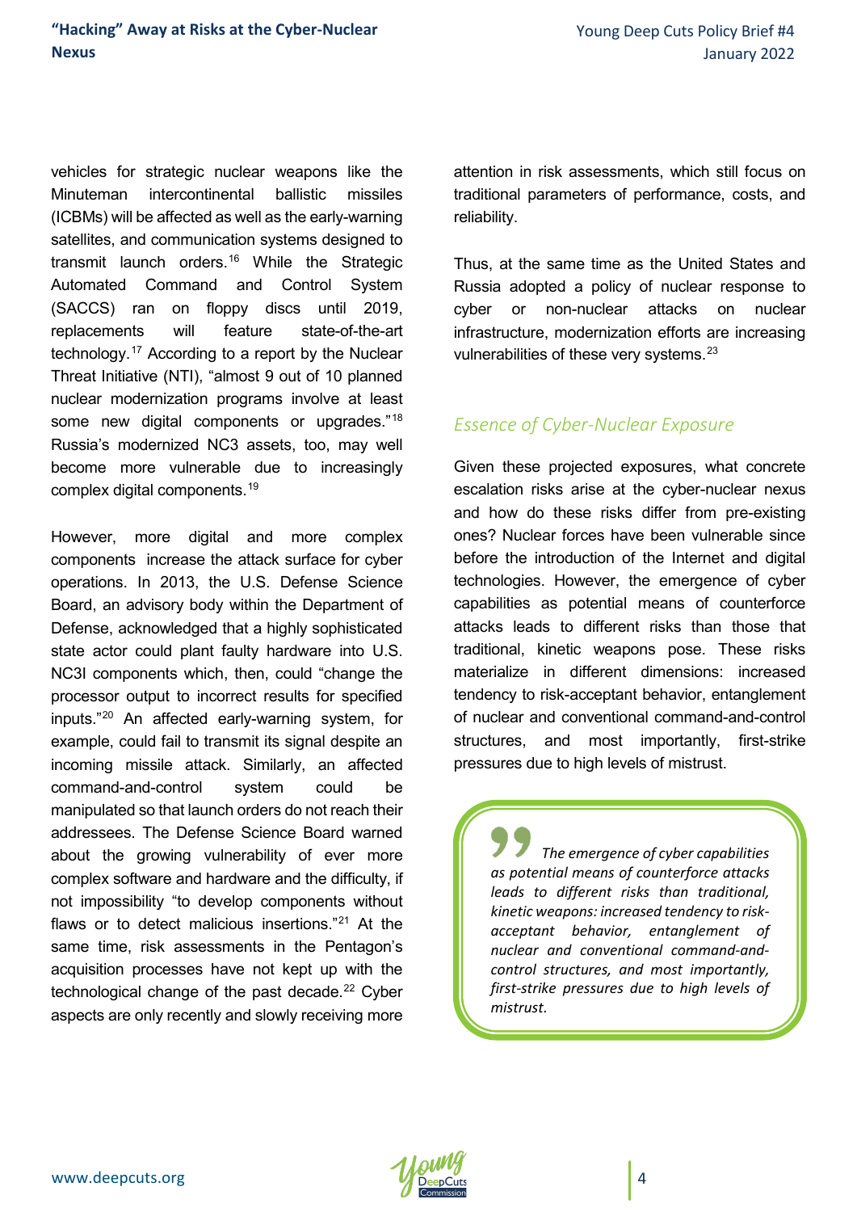vehicles for strategic nuclear weapons like the Minuteman intercontinental ballistic missiles (ICBMs) will be affected as well as the early-warning satellites, and communication systems designed to transmit launch orders.[16] While the Strategic Automated Command and Control System (SACCS) ran on floppy discs until 2019, replacements will feature state-of-the-art technology.[17] According to a report by the Nuclear Threat Initiative (NTI), "almost 9 out of 10 planned nuclear modernization programs involve at least some new digital components or upgrades."[18] Russia's modernized NC3 assets, too, may well become more vulnerable due to increasingly complex digital components.[19]

However, more digital and more complex components increase the attack surface for cyber operations. In 2013, the U.S. Defense Science Board, an advisory body within the Department of Defense, acknowledged that a highly sophisticated state actor could plant faulty hardware into U.S. NC3I components which, then, could "change the processor output to incorrect results for specified inputs."[20] An affected early-warning system, for example, could fail to transmit its signal despite an incoming missile attack. Similarly, an affected command-and-control system could be manipulated so that launch orders do not reach their addressees. The Defense Science Board warned about the growing vulnerability of ever more complex software and hardware and the difficulty, if not impossibility "to develop components without flaws or to detect malicious insertions."[21] At the same time, risk assessments in the Pentagon's acquisition processes have not kept up with the technological change of the past decade.[22] Cyber aspects are only recently and slowly receiving more attention in risk assessments, which still focus on traditional parameters of performance, costs, and reliability.

Thus, at the same time as the United States and Russia adopted a policy of nuclear response to cyber or non-nuclear attacks on nuclear infrastructure, modernization efforts are increasing vulnerabilities of these very systems.[23]

## Essence of Cyber-Nuclear Exposure

Given these projected exposures, what concrete escalation risks arise at the cyber-nuclear nexus and how do these risks differ from pre-existing ones? Nuclear forces have been vulnerable since before the introduction of the Internet and digital technologies. However, the emergence of cyber capabilities as potential means of counterforce attacks leads to different risks than those that traditional, kinetic weapons pose. These risks materialize in different dimensions: increased tendency to risk-acceptant behavior, entanglement of nuclear and conventional command-and-control structures, and most importantly, first-strike pressures due to high levels of mistrust.

> *The emergence of cyber capabilities as potential means of counterforce attacks leads to different risks than traditional, kinetic weapons: increased tendency to risk-acceptant behavior, entanglement of nuclear and conventional command-and-control structures, and most importantly, first-strike pressures due to high levels of mistrust.*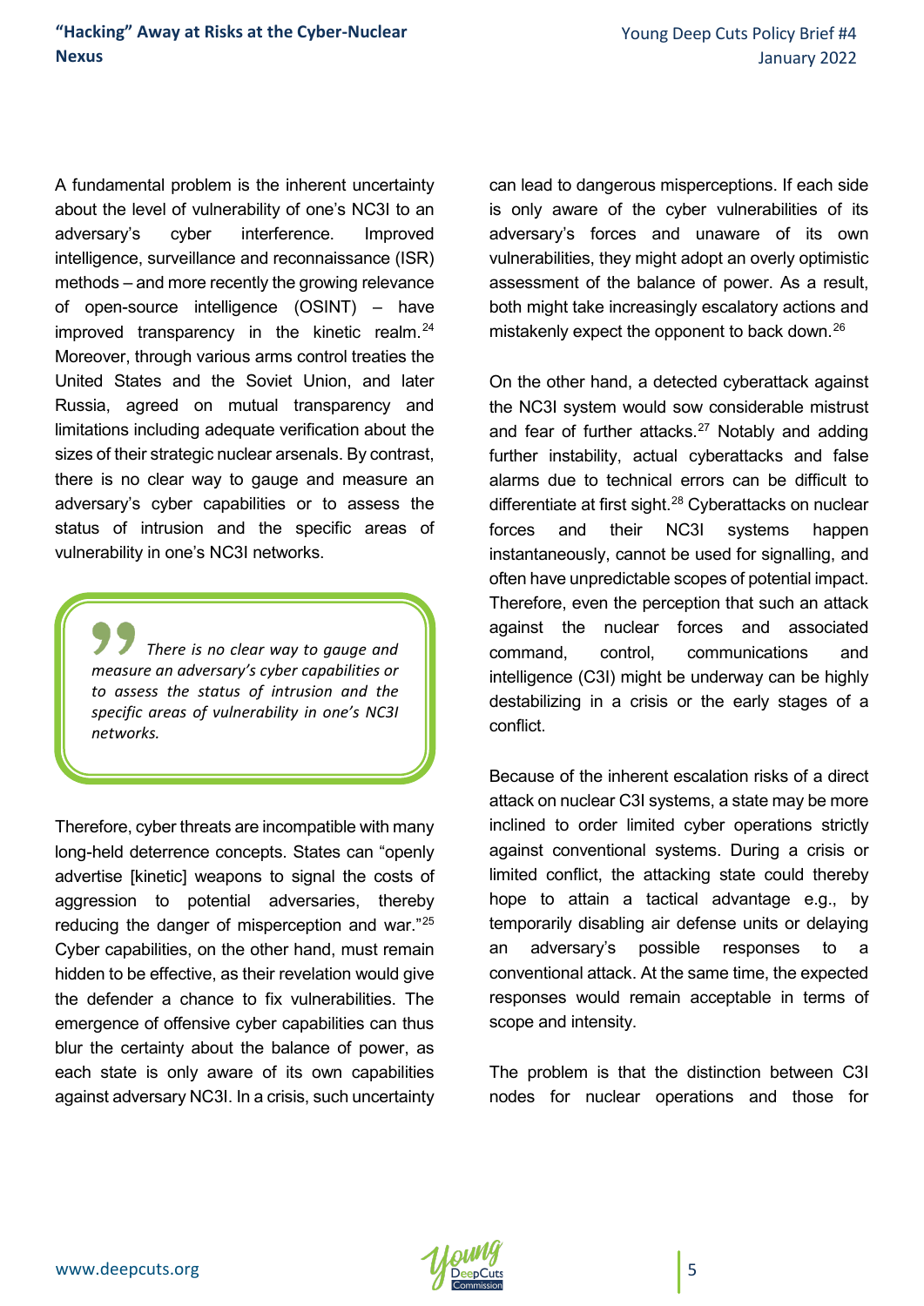A fundamental problem is the inherent uncertainty about the level of vulnerability of one's NC3I to an adversary's cyber interference. Improved intelligence, surveillance and reconnaissance (ISR) methods – and more recently the growing relevance of open-source intelligence (OSINT) – have improved transparency in the kinetic realm.[24] Moreover, through various arms control treaties the United States and the Soviet Union, and later Russia, agreed on mutual transparency and limitations including adequate verification about the sizes of their strategic nuclear arsenals. By contrast, there is no clear way to gauge and measure an adversary's cyber capabilities or to assess the status of intrusion and the specific areas of vulnerability in one's NC3I networks.

> *There is no clear way to gauge and measure an adversary's cyber capabilities or to assess the status of intrusion and the specific areas of vulnerability in one's NC3I networks.*

Therefore, cyber threats are incompatible with many long-held deterrence concepts. States can "openly advertise [kinetic] weapons to signal the costs of aggression to potential adversaries, thereby reducing the danger of misperception and war."[25] Cyber capabilities, on the other hand, must remain hidden to be effective, as their revelation would give the defender a chance to fix vulnerabilities. The emergence of offensive cyber capabilities can thus blur the certainty about the balance of power, as each state is only aware of its own capabilities against adversary NC3I. In a crisis, such uncertainty can lead to dangerous misperceptions. If each side is only aware of the cyber vulnerabilities of its adversary's forces and unaware of its own vulnerabilities, they might adopt an overly optimistic assessment of the balance of power. As a result, both might take increasingly escalatory actions and mistakenly expect the opponent to back down.[26]

On the other hand, a detected cyberattack against the NC3I system would sow considerable mistrust and fear of further attacks.[27] Notably and adding further instability, actual cyberattacks and false alarms due to technical errors can be difficult to differentiate at first sight.[28] Cyberattacks on nuclear forces and their NC3I systems happen instantaneously, cannot be used for signalling, and often have unpredictable scopes of potential impact. Therefore, even the perception that such an attack against the nuclear forces and associated command, control, communications and intelligence (C3I) might be underway can be highly destabilizing in a crisis or the early stages of a conflict.

Because of the inherent escalation risks of a direct attack on nuclear C3I systems, a state may be more inclined to order limited cyber operations strictly against conventional systems. During a crisis or limited conflict, the attacking state could thereby hope to attain a tactical advantage e.g., by temporarily disabling air defense units or delaying an adversary's possible responses to a conventional attack. At the same time, the expected responses would remain acceptable in terms of scope and intensity.

The problem is that the distinction between C3I nodes for nuclear operations and those for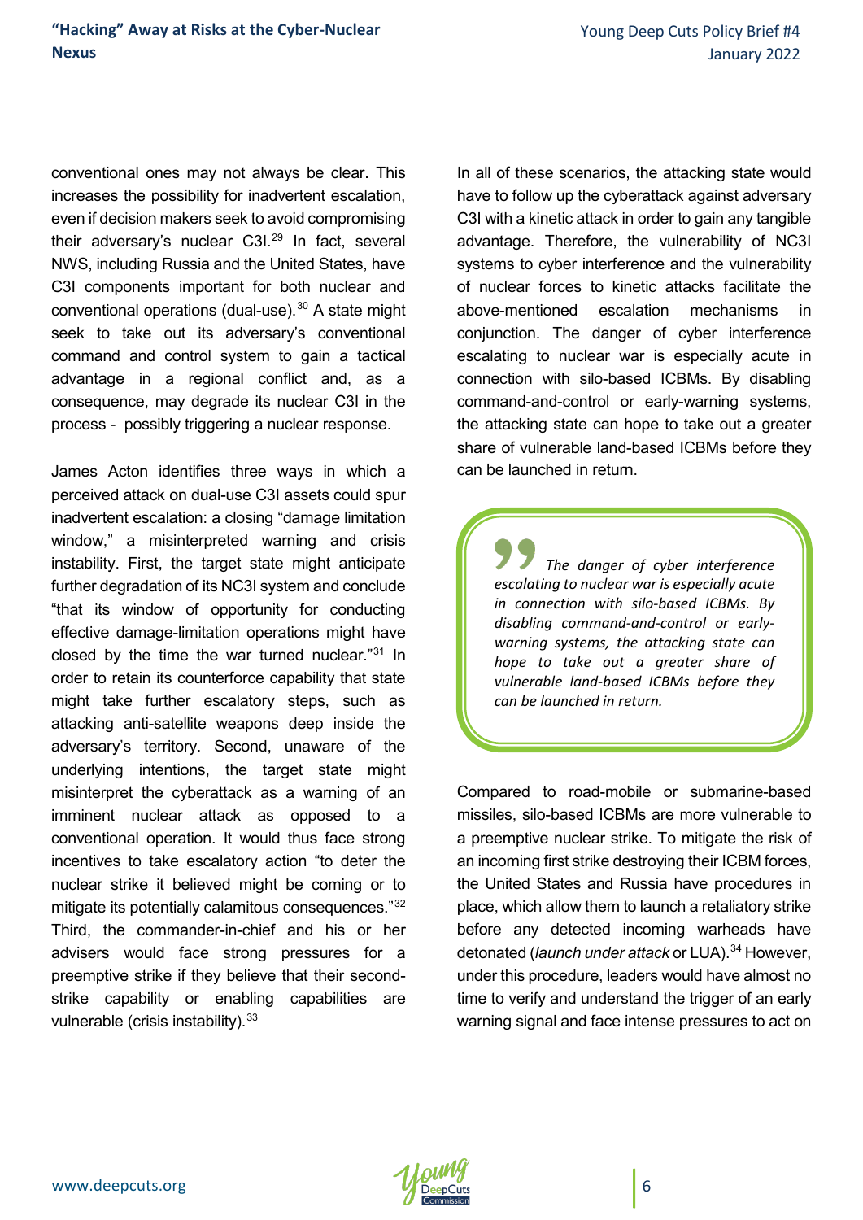conventional ones may not always be clear. This increases the possibility for inadvertent escalation, even if decision makers seek to avoid compromising their adversary's nuclear C3I.[29] In fact, several NWS, including Russia and the United States, have C3I components important for both nuclear and conventional operations (dual-use).[30] A state might seek to take out its adversary's conventional command and control system to gain a tactical advantage in a regional conflict and, as a consequence, may degrade its nuclear C3I in the process - possibly triggering a nuclear response.

James Acton identifies three ways in which a perceived attack on dual-use C3I assets could spur inadvertent escalation: a closing "damage limitation window," a misinterpreted warning and crisis instability. First, the target state might anticipate further degradation of its NC3I system and conclude "that its window of opportunity for conducting effective damage-limitation operations might have closed by the time the war turned nuclear."[31] In order to retain its counterforce capability that state might take further escalatory steps, such as attacking anti-satellite weapons deep inside the adversary's territory. Second, unaware of the underlying intentions, the target state might misinterpret the cyberattack as a warning of an imminent nuclear attack as opposed to a conventional operation. It would thus face strong incentives to take escalatory action "to deter the nuclear strike it believed might be coming or to mitigate its potentially calamitous consequences."[32] Third, the commander-in-chief and his or her advisers would face strong pressures for a preemptive strike if they believe that their second-strike capability or enabling capabilities are vulnerable (crisis instability).[33]

In all of these scenarios, the attacking state would have to follow up the cyberattack against adversary C3I with a kinetic attack in order to gain any tangible advantage. Therefore, the vulnerability of NC3I systems to cyber interference and the vulnerability of nuclear forces to kinetic attacks facilitate the above-mentioned escalation mechanisms in conjunction. The danger of cyber interference escalating to nuclear war is especially acute in connection with silo-based ICBMs. By disabling command-and-control or early-warning systems, the attacking state can hope to take out a greater share of vulnerable land-based ICBMs before they can be launched in return.

> *The danger of cyber interference escalating to nuclear war is especially acute in connection with silo-based ICBMs. By disabling command-and-control or early-warning systems, the attacking state can hope to take out a greater share of vulnerable land-based ICBMs before they can be launched in return.*

Compared to road-mobile or submarine-based missiles, silo-based ICBMs are more vulnerable to a preemptive nuclear strike. To mitigate the risk of an incoming first strike destroying their ICBM forces, the United States and Russia have procedures in place, which allow them to launch a retaliatory strike before any detected incoming warheads have detonated (*launch under attack* or LUA).[34] However, under this procedure, leaders would have almost no time to verify and understand the trigger of an early warning signal and face intense pressures to act on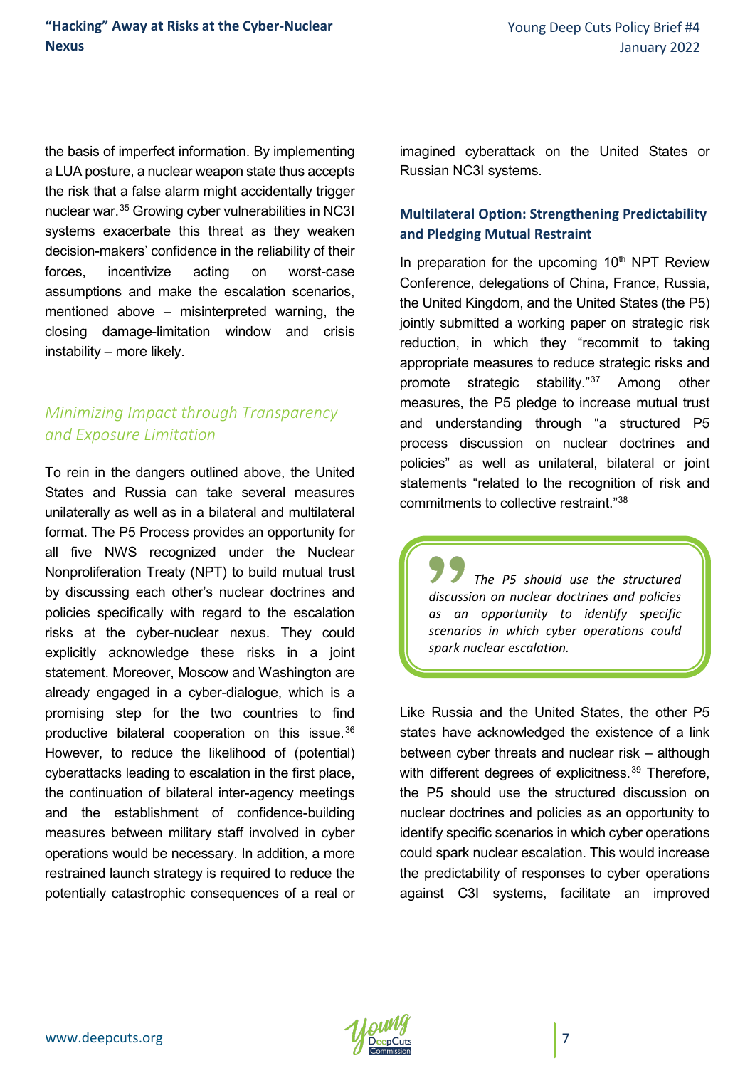the basis of imperfect information. By implementing a LUA posture, a nuclear weapon state thus accepts the risk that a false alarm might accidentally trigger nuclear war.[35] Growing cyber vulnerabilities in NC3I systems exacerbate this threat as they weaken decision-makers' confidence in the reliability of their forces, incentivize acting on worst-case assumptions and make the escalation scenarios, mentioned above – misinterpreted warning, the closing damage-limitation window and crisis instability – more likely.

## *Minimizing Impact through Transparency and Exposure Limitation*

To rein in the dangers outlined above, the United States and Russia can take several measures unilaterally as well as in a bilateral and multilateral format. The P5 Process provides an opportunity for all five NWS recognized under the Nuclear Nonproliferation Treaty (NPT) to build mutual trust by discussing each other's nuclear doctrines and policies specifically with regard to the escalation risks at the cyber-nuclear nexus. They could explicitly acknowledge these risks in a joint statement. Moreover, Moscow and Washington are already engaged in a cyber-dialogue, which is a promising step for the two countries to find productive bilateral cooperation on this issue.[36] However, to reduce the likelihood of (potential) cyberattacks leading to escalation in the first place, the continuation of bilateral inter-agency meetings and the establishment of confidence-building measures between military staff involved in cyber operations would be necessary. In addition, a more restrained launch strategy is required to reduce the potentially catastrophic consequences of a real or imagined cyberattack on the United States or Russian NC3I systems.

### Multilateral Option: Strengthening Predictability and Pledging Mutual Restraint

In preparation for the upcoming 10th NPT Review Conference, delegations of China, France, Russia, the United Kingdom, and the United States (the P5) jointly submitted a working paper on strategic risk reduction, in which they "recommit to taking appropriate measures to reduce strategic risks and promote strategic stability."[37] Among other measures, the P5 pledge to increase mutual trust and understanding through "a structured P5 process discussion on nuclear doctrines and policies" as well as unilateral, bilateral or joint statements "related to the recognition of risk and commitments to collective restraint."[38]

> *The P5 should use the structured discussion on nuclear doctrines and policies as an opportunity to identify specific scenarios in which cyber operations could spark nuclear escalation.*

Like Russia and the United States, the other P5 states have acknowledged the existence of a link between cyber threats and nuclear risk – although with different degrees of explicitness.[39] Therefore, the P5 should use the structured discussion on nuclear doctrines and policies as an opportunity to identify specific scenarios in which cyber operations could spark nuclear escalation. This would increase the predictability of responses to cyber operations against C3I systems, facilitate an improved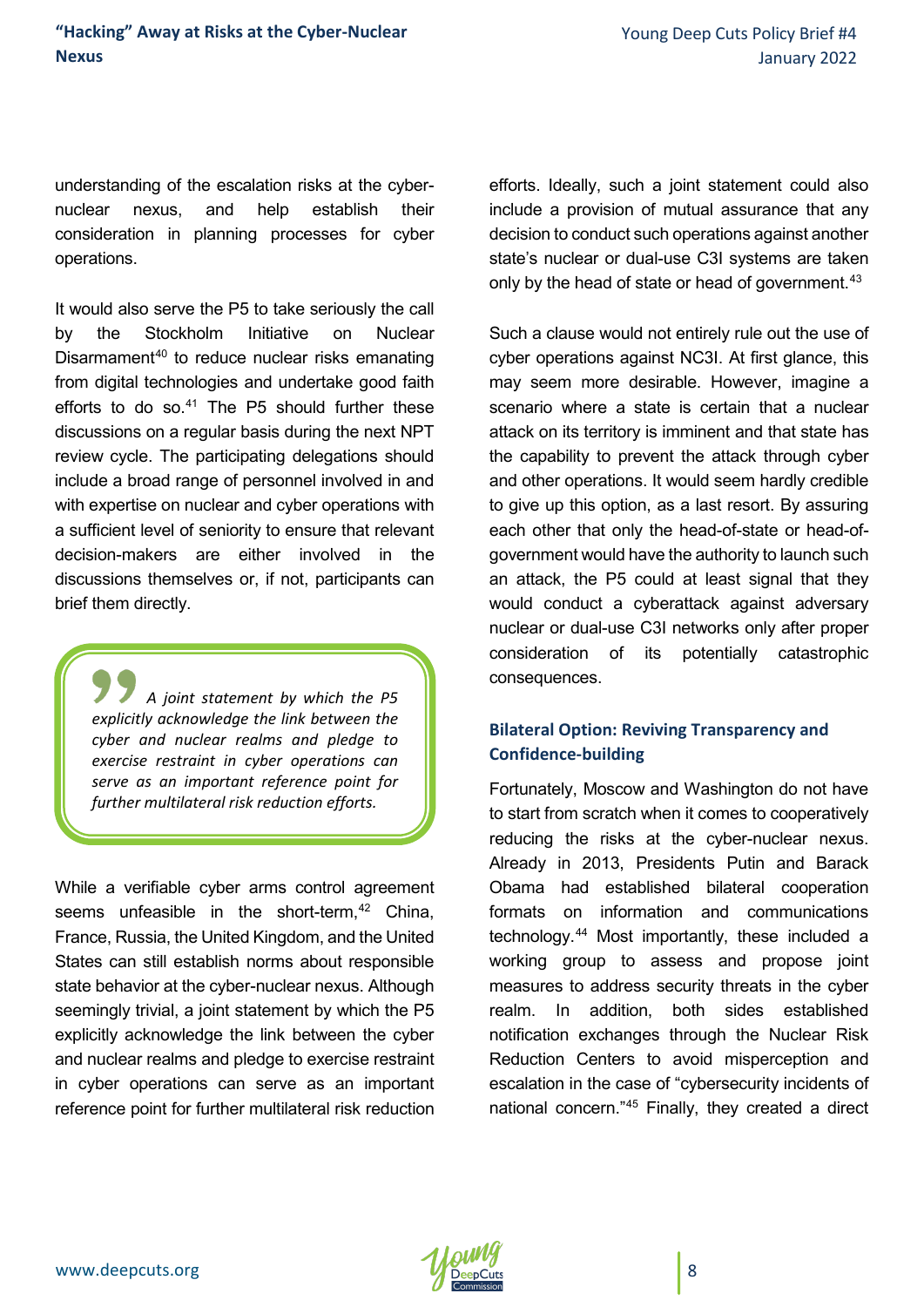understanding of the escalation risks at the cyber-nuclear nexus, and help establish their consideration in planning processes for cyber operations.

It would also serve the P5 to take seriously the call by the Stockholm Initiative on Nuclear Disarmament[40] to reduce nuclear risks emanating from digital technologies and undertake good faith efforts to do so.[41] The P5 should further these discussions on a regular basis during the next NPT review cycle. The participating delegations should include a broad range of personnel involved in and with expertise on nuclear and cyber operations with a sufficient level of seniority to ensure that relevant decision-makers are either involved in the discussions themselves or, if not, participants can brief them directly.

> *A joint statement by which the P5 explicitly acknowledge the link between the cyber and nuclear realms and pledge to exercise restraint in cyber operations can serve as an important reference point for further multilateral risk reduction efforts.*

While a verifiable cyber arms control agreement seems unfeasible in the short-term,[42] China, France, Russia, the United Kingdom, and the United States can still establish norms about responsible state behavior at the cyber-nuclear nexus. Although seemingly trivial, a joint statement by which the P5 explicitly acknowledge the link between the cyber and nuclear realms and pledge to exercise restraint in cyber operations can serve as an important reference point for further multilateral risk reduction efforts. Ideally, such a joint statement could also include a provision of mutual assurance that any decision to conduct such operations against another state's nuclear or dual-use C3I systems are taken only by the head of state or head of government.[43]

Such a clause would not entirely rule out the use of cyber operations against NC3I. At first glance, this may seem more desirable. However, imagine a scenario where a state is certain that a nuclear attack on its territory is imminent and that state has the capability to prevent the attack through cyber and other operations. It would seem hardly credible to give up this option, as a last resort. By assuring each other that only the head-of-state or head-of-government would have the authority to launch such an attack, the P5 could at least signal that they would conduct a cyberattack against adversary nuclear or dual-use C3I networks only after proper consideration of its potentially catastrophic consequences.

### Bilateral Option: Reviving Transparency and Confidence-building

Fortunately, Moscow and Washington do not have to start from scratch when it comes to cooperatively reducing the risks at the cyber-nuclear nexus. Already in 2013, Presidents Putin and Barack Obama had established bilateral cooperation formats on information and communications technology.[44] Most importantly, these included a working group to assess and propose joint measures to address security threats in the cyber realm. In addition, both sides established notification exchanges through the Nuclear Risk Reduction Centers to avoid misperception and escalation in the case of "cybersecurity incidents of national concern."[45] Finally, they created a direct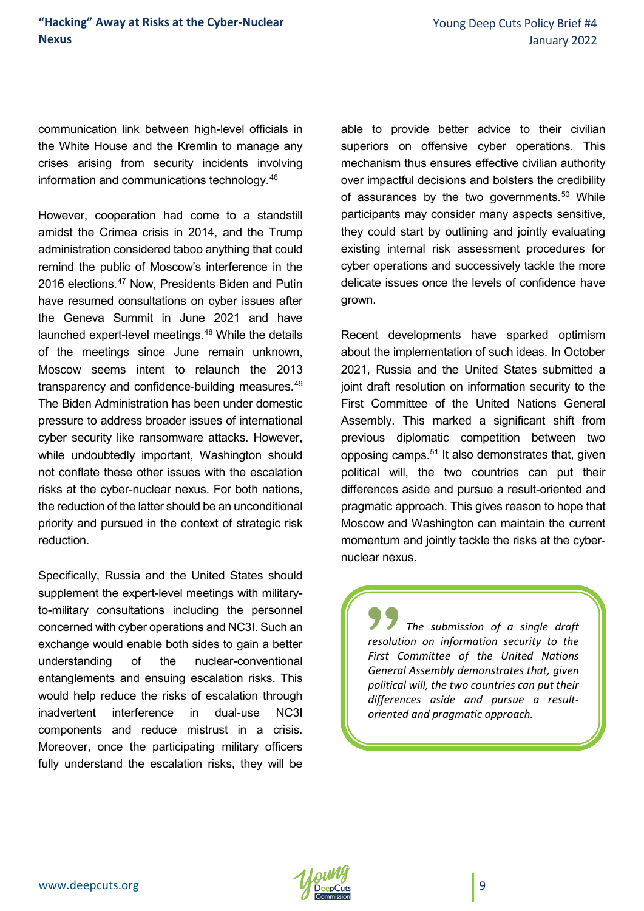communication link between high-level officials in the White House and the Kremlin to manage any crises arising from security incidents involving information and communications technology.[46]

However, cooperation had come to a standstill amidst the Crimea crisis in 2014, and the Trump administration considered taboo anything that could remind the public of Moscow's interference in the 2016 elections.[47] Now, Presidents Biden and Putin have resumed consultations on cyber issues after the Geneva Summit in June 2021 and have launched expert-level meetings.[48] While the details of the meetings since June remain unknown, Moscow seems intent to relaunch the 2013 transparency and confidence-building measures.[49] The Biden Administration has been under domestic pressure to address broader issues of international cyber security like ransomware attacks. However, while undoubtedly important, Washington should not conflate these other issues with the escalation risks at the cyber-nuclear nexus. For both nations, the reduction of the latter should be an unconditional priority and pursued in the context of strategic risk reduction.

Specifically, Russia and the United States should supplement the expert-level meetings with military-to-military consultations including the personnel concerned with cyber operations and NC3I. Such an exchange would enable both sides to gain a better understanding of the nuclear-conventional entanglements and ensuing escalation risks. This would help reduce the risks of escalation through inadvertent interference in dual-use NC3I components and reduce mistrust in a crisis. Moreover, once the participating military officers fully understand the escalation risks, they will be able to provide better advice to their civilian superiors on offensive cyber operations. This mechanism thus ensures effective civilian authority over impactful decisions and bolsters the credibility of assurances by the two governments.[50] While participants may consider many aspects sensitive, they could start by outlining and jointly evaluating existing internal risk assessment procedures for cyber operations and successively tackle the more delicate issues once the levels of confidence have grown.

Recent developments have sparked optimism about the implementation of such ideas. In October 2021, Russia and the United States submitted a joint draft resolution on information security to the First Committee of the United Nations General Assembly. This marked a significant shift from previous diplomatic competition between two opposing camps.[51] It also demonstrates that, given political will, the two countries can put their differences aside and pursue a result-oriented and pragmatic approach. This gives reason to hope that Moscow and Washington can maintain the current momentum and jointly tackle the risks at the cyber-nuclear nexus.

> *The submission of a single draft resolution on information security to the First Committee of the United Nations General Assembly demonstrates that, given political will, the two countries can put their differences aside and pursue a result-oriented and pragmatic approach.*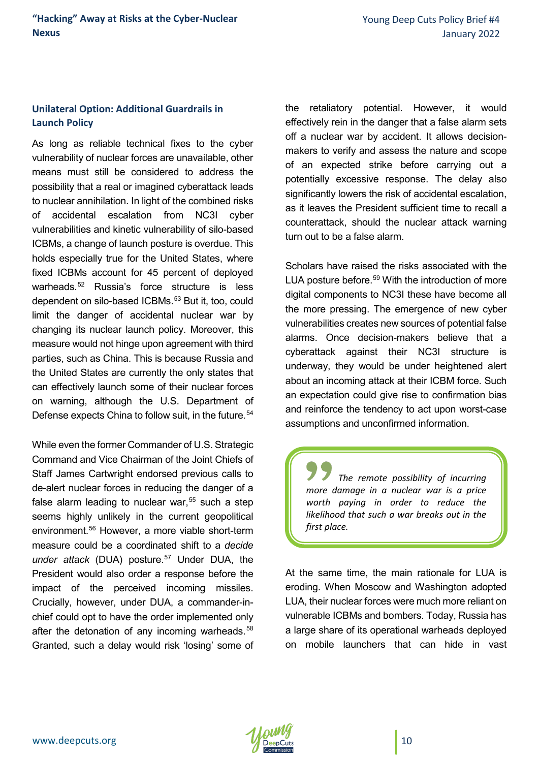### Unilateral Option: Additional Guardrails in Launch Policy

As long as reliable technical fixes to the cyber vulnerability of nuclear forces are unavailable, other means must still be considered to address the possibility that a real or imagined cyberattack leads to nuclear annihilation. In light of the combined risks of accidental escalation from NC3I cyber vulnerabilities and kinetic vulnerability of silo-based ICBMs, a change of launch posture is overdue. This holds especially true for the United States, where fixed ICBMs account for 45 percent of deployed warheads.[52] Russia's force structure is less dependent on silo-based ICBMs.[53] But it, too, could limit the danger of accidental nuclear war by changing its nuclear launch policy. Moreover, this measure would not hinge upon agreement with third parties, such as China. This is because Russia and the United States are currently the only states that can effectively launch some of their nuclear forces on warning, although the U.S. Department of Defense expects China to follow suit, in the future.[54]

While even the former Commander of U.S. Strategic Command and Vice Chairman of the Joint Chiefs of Staff James Cartwright endorsed previous calls to de-alert nuclear forces in reducing the danger of a false alarm leading to nuclear war,[55] such a step seems highly unlikely in the current geopolitical environment.[56] However, a more viable short-term measure could be a coordinated shift to a *decide under attack* (DUA) posture.[57] Under DUA, the President would also order a response before the impact of the perceived incoming missiles. Crucially, however, under DUA, a commander-in-chief could opt to have the order implemented only after the detonation of any incoming warheads.[58] Granted, such a delay would risk 'losing' some of the retaliatory potential. However, it would effectively rein in the danger that a false alarm sets off a nuclear war by accident. It allows decision-makers to verify and assess the nature and scope of an expected strike before carrying out a potentially excessive response. The delay also significantly lowers the risk of accidental escalation, as it leaves the President sufficient time to recall a counterattack, should the nuclear attack warning turn out to be a false alarm.

Scholars have raised the risks associated with the LUA posture before.[59] With the introduction of more digital components to NC3I these have become all the more pressing. The emergence of new cyber vulnerabilities creates new sources of potential false alarms. Once decision-makers believe that a cyberattack against their NC3I structure is underway, they would be under heightened alert about an incoming attack at their ICBM force. Such an expectation could give rise to confirmation bias and reinforce the tendency to act upon worst-case assumptions and unconfirmed information.

> *The remote possibility of incurring more damage in a nuclear war is a price worth paying in order to reduce the likelihood that such a war breaks out in the first place.*

At the same time, the main rationale for LUA is eroding. When Moscow and Washington adopted LUA, their nuclear forces were much more reliant on vulnerable ICBMs and bombers. Today, Russia has a large share of its operational warheads deployed on mobile launchers that can hide in vast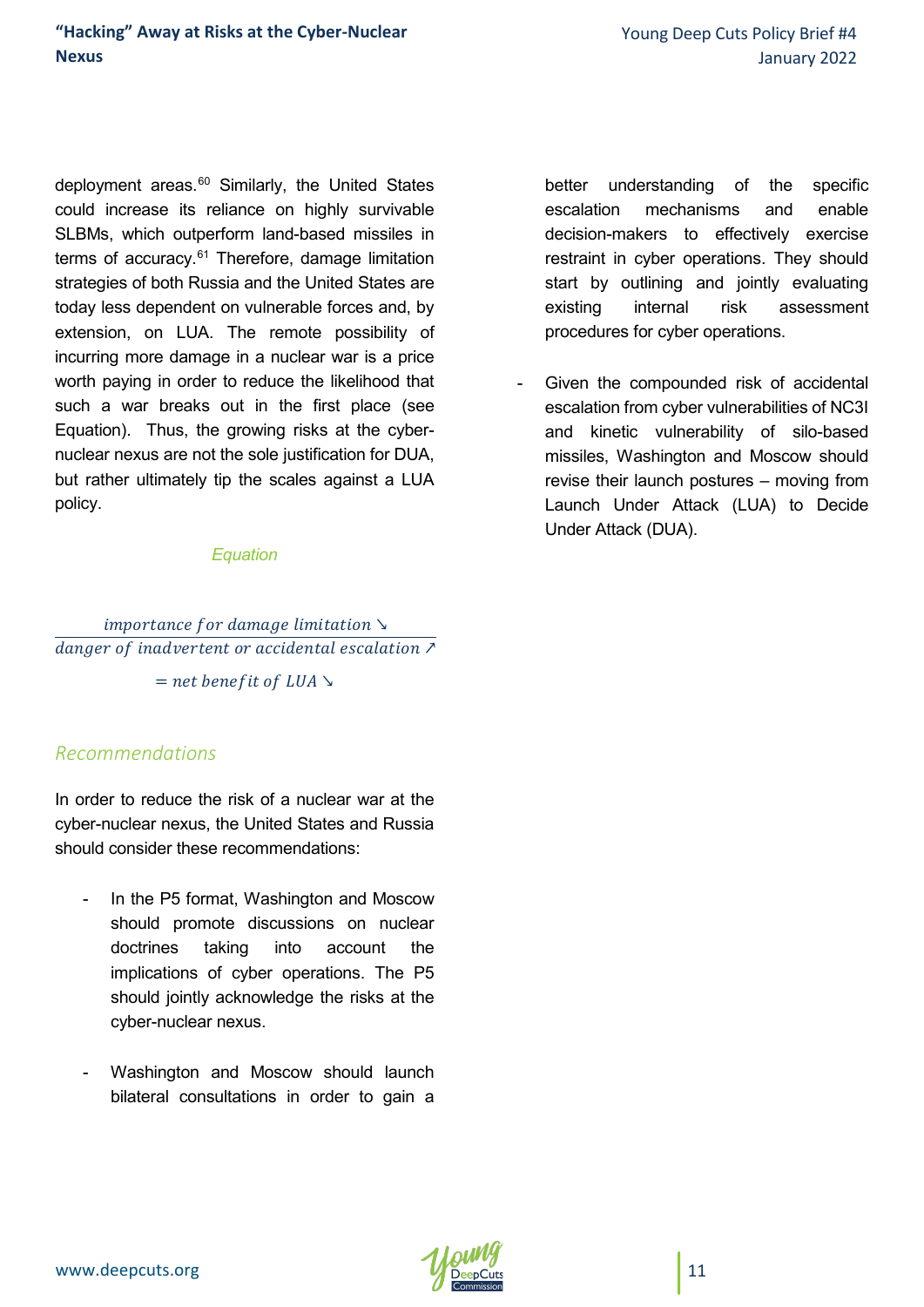deployment areas.[60] Similarly, the United States could increase its reliance on highly survivable SLBMs, which outperform land-based missiles in terms of accuracy.[61] Therefore, damage limitation strategies of both Russia and the United States are today less dependent on vulnerable forces and, by extension, on LUA. The remote possibility of incurring more damage in a nuclear war is a price worth paying in order to reduce the likelihood that such a war breaks out in the first place (see Equation). Thus, the growing risks at the cyber-nuclear nexus are not the sole justification for DUA, but rather ultimately tip the scales against a LUA policy.

*Equation*

$$\frac{\textit{importance for damage limitation} \searrow}{\textit{danger of inadvertent or accidental escalation} \nearrow} = \textit{net benefit of LUA} \searrow$$

## *Recommendations*

In order to reduce the risk of a nuclear war at the cyber-nuclear nexus, the United States and Russia should consider these recommendations:

- In the P5 format, Washington and Moscow should promote discussions on nuclear doctrines taking into account the implications of cyber operations. The P5 should jointly acknowledge the risks at the cyber-nuclear nexus.
- Washington and Moscow should launch bilateral consultations in order to gain a better understanding of the specific escalation mechanisms and enable decision-makers to effectively exercise restraint in cyber operations. They should start by outlining and jointly evaluating existing internal risk assessment procedures for cyber operations.
- Given the compounded risk of accidental escalation from cyber vulnerabilities of NC3I and kinetic vulnerability of silo-based missiles, Washington and Moscow should revise their launch postures – moving from Launch Under Attack (LUA) to Decide Under Attack (DUA).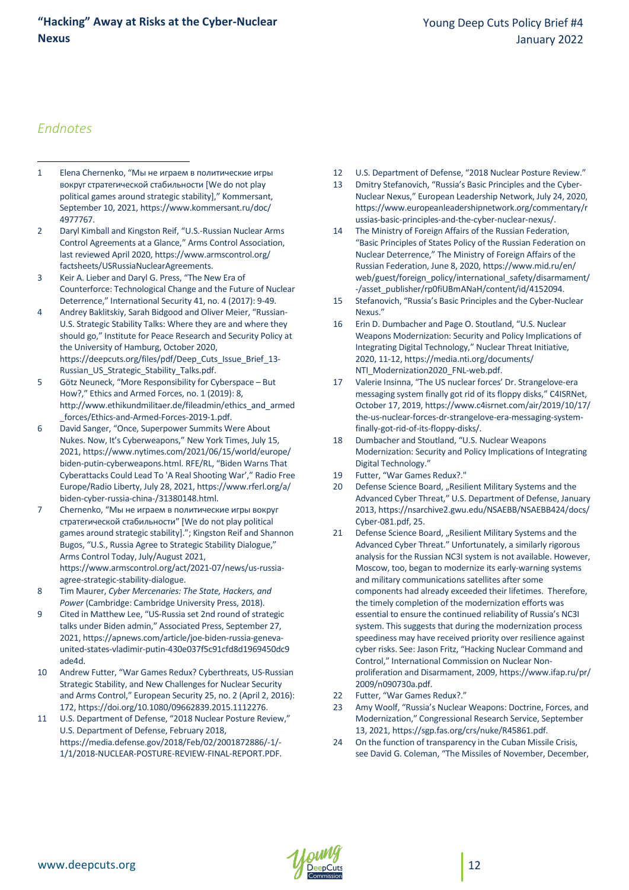## Endnotes

1. Elena Chernenko, "Мы не играем в политические игры вокруг стратегической стабильности [We do not play political games around strategic stability]," Kommersant, September 10, 2021, https://www.kommersant.ru/doc/4977767.
2. Daryl Kimball and Kingston Reif, "U.S.-Russian Nuclear Arms Control Agreements at a Glance," Arms Control Association, last reviewed April 2020, https://www.armscontrol.org/factsheets/USRussiaNuclearAgreements.
3. Keir A. Lieber and Daryl G. Press, "The New Era of Counterforce: Technological Change and the Future of Nuclear Deterrence," International Security 41, no. 4 (2017): 9-49.
4. Andrey Baklitskiy, Sarah Bidgood and Oliver Meier, "Russian-U.S. Strategic Stability Talks: Where they are and where they should go," Institute for Peace Research and Security Policy at the University of Hamburg, October 2020, https://deepcuts.org/files/pdf/Deep_Cuts_Issue_Brief_13-Russian_US_Strategic_Stability_Talks.pdf.
5. Götz Neuneck, "More Responsibility for Cyberspace – But How?," Ethics and Armed Forces, no. 1 (2019): 8, http://www.ethikundmilitaer.de/fileadmin/ethics_and_armed_forces/Ethics-and-Armed-Forces-2019-1.pdf.
6. David Sanger, "Once, Superpower Summits Were About Nukes. Now, It's Cyberweapons," New York Times, July 15, 2021, https://www.nytimes.com/2021/06/15/world/europe/biden-putin-cyberweapons.html. RFE/RL, "Biden Warns That Cyberattacks Could Lead To 'A Real Shooting War'," Radio Free Europe/Radio Liberty, July 28, 2021, https://www.rferl.org/a/biden-cyber-russia-china-/31380148.html.
7. Chernenko, "Мы не играем в политические игры вокруг стратегической стабильности" [We do not play political games around strategic stability]."; Kingston Reif and Shannon Bugos, "U.S., Russia Agree to Strategic Stability Dialogue," Arms Control Today, July/August 2021, https://www.armscontrol.org/act/2021-07/news/us-russia-agree-strategic-stability-dialogue.
8. Tim Maurer, *Cyber Mercenaries: The State, Hackers, and Power* (Cambridge: Cambridge University Press, 2018).
9. Cited in Matthew Lee, "US-Russia set 2nd round of strategic talks under Biden admin," Associated Press, September 27, 2021, https://apnews.com/article/joe-biden-russia-geneva-united-states-vladimir-putin-430e037f5c91cfd8d1969450dc9ade4d.
10. Andrew Futter, "War Games Redux? Cyberthreats, US-Russian Strategic Stability, and New Challenges for Nuclear Security and Arms Control," European Security 25, no. 2 (April 2, 2016): 172, https://doi.org/10.1080/09662839.2015.1112276.
11. U.S. Department of Defense, "2018 Nuclear Posture Review," U.S. Department of Defense, February 2018, https://media.defense.gov/2018/Feb/02/2001872886/-1/-1/1/2018-NUCLEAR-POSTURE-REVIEW-FINAL-REPORT.PDF.
12. U.S. Department of Defense, "2018 Nuclear Posture Review."
13. Dmitry Stefanovich, "Russia's Basic Principles and the Cyber-Nuclear Nexus," European Leadership Network, July 24, 2020, https://www.europeanleadershipnetwork.org/commentary/russias-basic-principles-and-the-cyber-nuclear-nexus/.
14. The Ministry of Foreign Affairs of the Russian Federation, "Basic Principles of States Policy of the Russian Federation on Nuclear Deterrence," The Ministry of Foreign Affairs of the Russian Federation, June 8, 2020, https://www.mid.ru/en/web/guest/foreign_policy/international_safety/disarmament/-/asset_publisher/rp0fiUBmANaH/content/id/4152094.
15. Stefanovich, "Russia's Basic Principles and the Cyber-Nuclear Nexus."
16. Erin D. Dumbacher and Page O. Stoutland, "U.S. Nuclear Weapons Modernization: Security and Policy Implications of Integrating Digital Technology," Nuclear Threat Initiative, 2020, 11-12, https://media.nti.org/documents/NTI_Modernization2020_FNL-web.pdf.
17. Valerie Insinna, "The US nuclear forces' Dr. Strangelove-era messaging system finally got rid of its floppy disks," C4ISRNet, October 17, 2019, https://www.c4isrnet.com/air/2019/10/17/the-us-nuclear-forces-dr-strangelove-era-messaging-system-finally-got-rid-of-its-floppy-disks/.
18. Dumbacher and Stoutland, "U.S. Nuclear Weapons Modernization: Security and Policy Implications of Integrating Digital Technology."
19. Futter, "War Games Redux?."
20. Defense Science Board, „Resilient Military Systems and the Advanced Cyber Threat," U.S. Department of Defense, January 2013, https://nsarchive2.gwu.edu/NSAEBB/NSAEBB424/docs/Cyber-081.pdf, 25.
21. Defense Science Board, „Resilient Military Systems and the Advanced Cyber Threat." Unfortunately, a similarly rigorous analysis for the Russian NC3I system is not available. However, Moscow, too, began to modernize its early-warning systems and military communications satellites after some components had already exceeded their lifetimes. Therefore, the timely completion of the modernization efforts was essential to ensure the continued reliability of Russia's NC3I system. This suggests that during the modernization process speediness may have received priority over resilience against cyber risks. See: Jason Fritz, "Hacking Nuclear Command and Control," International Commission on Nuclear Non-proliferation and Disarmament, 2009, https://www.ifap.ru/pr/2009/n090730a.pdf.
22. Futter, "War Games Redux?."
23. Amy Woolf, "Russia's Nuclear Weapons: Doctrine, Forces, and Modernization," Congressional Research Service, September 13, 2021, https://sgp.fas.org/crs/nuke/R45861.pdf.
24. On the function of transparency in the Cuban Missile Crisis, see David G. Coleman, "The Missiles of November, December,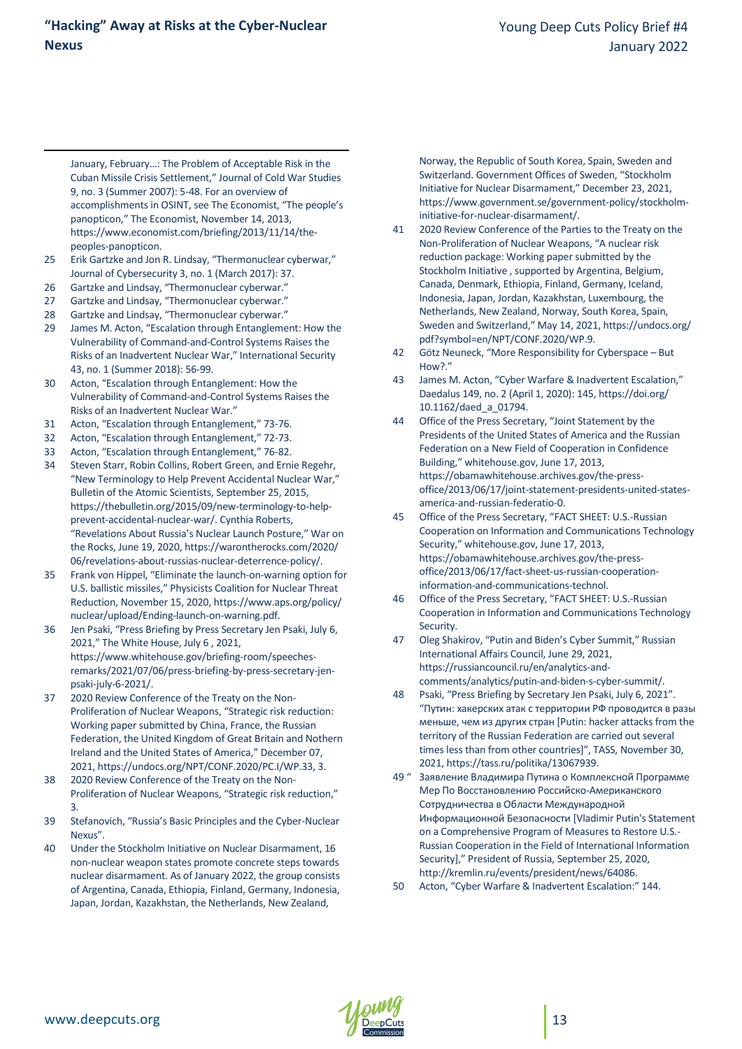January, February…: The Problem of Acceptable Risk in the Cuban Missile Crisis Settlement," Journal of Cold War Studies 9, no. 3 (Summer 2007): 5-48. For an overview of accomplishments in OSINT, see The Economist, "The people's panopticon," The Economist, November 14, 2013, https://www.economist.com/briefing/2013/11/14/the-peoples-panopticon.

25 Erik Gartzke and Jon R. Lindsay, "Thermonuclear cyberwar," Journal of Cybersecurity 3, no. 1 (March 2017): 37.

26 Gartzke and Lindsay, "Thermonuclear cyberwar."

27 Gartzke and Lindsay, "Thermonuclear cyberwar."

28 Gartzke and Lindsay, "Thermonuclear cyberwar."

29 James M. Acton, "Escalation through Entanglement: How the Vulnerability of Command-and-Control Systems Raises the Risks of an Inadvertent Nuclear War," International Security 43, no. 1 (Summer 2018): 56-99.

30 Acton, "Escalation through Entanglement: How the Vulnerability of Command-and-Control Systems Raises the Risks of an Inadvertent Nuclear War."

31 Acton, "Escalation through Entanglement," 73-76.

32 Acton, "Escalation through Entanglement," 72-73.

33 Acton, "Escalation through Entanglement," 76-82.

34 Steven Starr, Robin Collins, Robert Green, and Ernie Regehr, "New Terminology to Help Prevent Accidental Nuclear War," Bulletin of the Atomic Scientists, September 25, 2015, https://thebulletin.org/2015/09/new-terminology-to-help-prevent-accidental-nuclear-war/. Cynthia Roberts, "Revelations About Russia's Nuclear Launch Posture," War on the Rocks, June 19, 2020, https://warontherocks.com/2020/06/revelations-about-russias-nuclear-deterrence-policy/.

35 Frank von Hippel, "Eliminate the launch-on-warning option for U.S. ballistic missiles," Physicists Coalition for Nuclear Threat Reduction, November 15, 2020, https://www.aps.org/policy/nuclear/upload/Ending-launch-on-warning.pdf.

36 Jen Psaki, "Press Briefing by Press Secretary Jen Psaki, July 6, 2021," The White House, July 6 , 2021, https://www.whitehouse.gov/briefing-room/speeches-remarks/2021/07/06/press-briefing-by-press-secretary-jen-psaki-july-6-2021/.

37 2020 Review Conference of the Treaty on the Non-Proliferation of Nuclear Weapons, "Strategic risk reduction: Working paper submitted by China, France, the Russian Federation, the United Kingdom of Great Britain and Nothern Ireland and the United States of America," December 07, 2021, https://undocs.org/NPT/CONF.2020/PC.I/WP.33, 3.

38 2020 Review Conference of the Treaty on the Non-Proliferation of Nuclear Weapons, "Strategic risk reduction," 3.

39 Stefanovich, "Russia's Basic Principles and the Cyber-Nuclear Nexus".

40 Under the Stockholm Initiative on Nuclear Disarmament, 16 non-nuclear weapon states promote concrete steps towards nuclear disarmament. As of January 2022, the group consists of Argentina, Canada, Ethiopia, Finland, Germany, Indonesia, Japan, Jordan, Kazakhstan, the Netherlands, New Zealand, Norway, the Republic of South Korea, Spain, Sweden and Switzerland. Government Offices of Sweden, "Stockholm Initiative for Nuclear Disarmament," December 23, 2021, https://www.government.se/government-policy/stockholm-initiative-for-nuclear-disarmament/.

41 2020 Review Conference of the Parties to the Treaty on the Non-Proliferation of Nuclear Weapons, "A nuclear risk reduction package: Working paper submitted by the Stockholm Initiative , supported by Argentina, Belgium, Canada, Denmark, Ethiopia, Finland, Germany, Iceland, Indonesia, Japan, Jordan, Kazakhstan, Luxembourg, the Netherlands, New Zealand, Norway, South Korea, Spain, Sweden and Switzerland," May 14, 2021, https://undocs.org/pdf?symbol=en/NPT/CONF.2020/WP.9.

42 Götz Neuneck, "More Responsibility for Cyberspace – But How?."

43 James M. Acton, "Cyber Warfare & Inadvertent Escalation," Daedalus 149, no. 2 (April 1, 2020): 145, https://doi.org/10.1162/daed_a_01794.

44 Office of the Press Secretary, "Joint Statement by the Presidents of the United States of America and the Russian Federation on a New Field of Cooperation in Confidence Building," whitehouse.gov, June 17, 2013, https://obamawhitehouse.archives.gov/the-press-office/2013/06/17/joint-statement-presidents-united-states-america-and-russian-federatio-0.

45 Office of the Press Secretary, "FACT SHEET: U.S.-Russian Cooperation on Information and Communications Technology Security," whitehouse.gov, June 17, 2013, https://obamawhitehouse.archives.gov/the-press-office/2013/06/17/fact-sheet-us-russian-cooperation-information-and-communications-technol.

46 Office of the Press Secretary, "FACT SHEET: U.S.-Russian Cooperation in Information and Communications Technology Security.

47 Oleg Shakirov, "Putin and Biden's Cyber Summit," Russian International Affairs Council, June 29, 2021, https://russiancouncil.ru/en/analytics-and-comments/analytics/putin-and-biden-s-cyber-summit/.

48 Psaki, "Press Briefing by Secretary Jen Psaki, July 6, 2021". "Путин: хакерских атак с территории РФ проводится в разы меньше, чем из других стран [Putin: hacker attacks from the territory of the Russian Federation are carried out several times less than from other countries]", TASS, November 30, 2021, https://tass.ru/politika/13067939.

49 " Заявление Владимира Путина о Комплексной Программе Мер По Восстановлению Российско-Американского Сотрудничества в Области Международной Информационной Безопасности [Vladimir Putin's Statement on a Comprehensive Program of Measures to Restore U.S.-Russian Cooperation in the Field of International Information Security]," President of Russia, September 25, 2020, http://kremlin.ru/events/president/news/64086.

50 Acton, "Cyber Warfare & Inadvertent Escalation:" 144.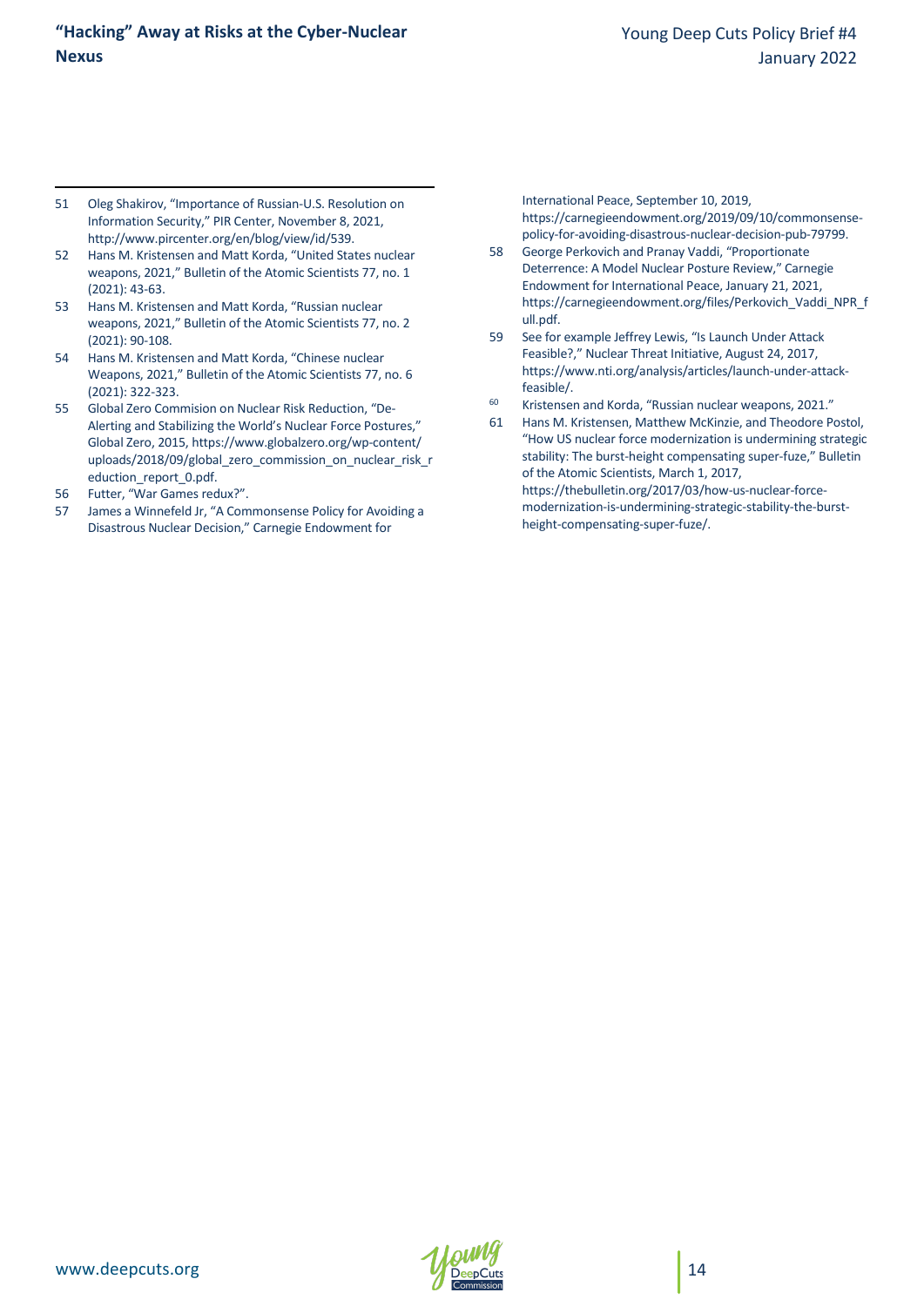51 Oleg Shakirov, "Importance of Russian-U.S. Resolution on Information Security," PIR Center, November 8, 2021, http://www.pircenter.org/en/blog/view/id/539.

52 Hans M. Kristensen and Matt Korda, "United States nuclear weapons, 2021," Bulletin of the Atomic Scientists 77, no. 1 (2021): 43-63.

53 Hans M. Kristensen and Matt Korda, "Russian nuclear weapons, 2021," Bulletin of the Atomic Scientists 77, no. 2 (2021): 90-108.

54 Hans M. Kristensen and Matt Korda, "Chinese nuclear Weapons, 2021," Bulletin of the Atomic Scientists 77, no. 6 (2021): 322-323.

55 Global Zero Commision on Nuclear Risk Reduction, "De-Alerting and Stabilizing the World's Nuclear Force Postures," Global Zero, 2015, https://www.globalzero.org/wp-content/uploads/2018/09/global_zero_commission_on_nuclear_risk_reduction_report_0.pdf.

56 Futter, "War Games redux?".

57 James a Winnefeld Jr, "A Commonsense Policy for Avoiding a Disastrous Nuclear Decision," Carnegie Endowment for International Peace, September 10, 2019, https://carnegieendowment.org/2019/09/10/commonsense-policy-for-avoiding-disastrous-nuclear-decision-pub-79799.

58 George Perkovich and Pranay Vaddi, "Proportionate Deterrence: A Model Nuclear Posture Review," Carnegie Endowment for International Peace, January 21, 2021, https://carnegieendowment.org/files/Perkovich_Vaddi_NPR_full.pdf.

59 See for example Jeffrey Lewis, "Is Launch Under Attack Feasible?," Nuclear Threat Initiative, August 24, 2017, https://www.nti.org/analysis/articles/launch-under-attack-feasible/.

60 Kristensen and Korda, "Russian nuclear weapons, 2021."

61 Hans M. Kristensen, Matthew McKinzie, and Theodore Postol, "How US nuclear force modernization is undermining strategic stability: The burst-height compensating super-fuze," Bulletin of the Atomic Scientists, March 1, 2017, https://thebulletin.org/2017/03/how-us-nuclear-force-modernization-is-undermining-strategic-stability-the-burst-height-compensating-super-fuze/.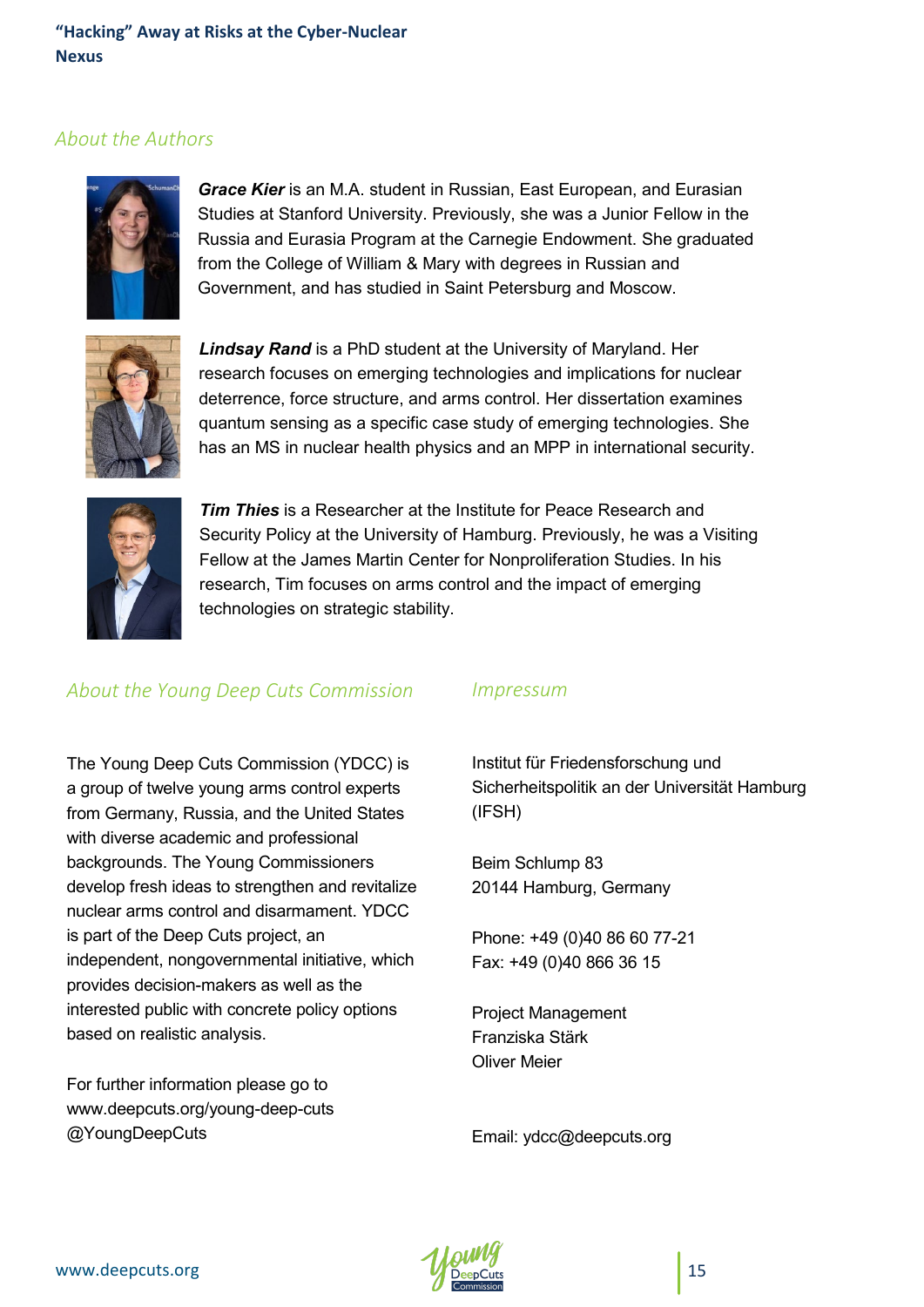## About the Authors

***Grace Kier*** is an M.A. student in Russian, East European, and Eurasian Studies at Stanford University. Previously, she was a Junior Fellow in the Russia and Eurasia Program at the Carnegie Endowment. She graduated from the College of William & Mary with degrees in Russian and Government, and has studied in Saint Petersburg and Moscow.

***Lindsay Rand*** is a PhD student at the University of Maryland. Her research focuses on emerging technologies and implications for nuclear deterrence, force structure, and arms control. Her dissertation examines quantum sensing as a specific case study of emerging technologies. She has an MS in nuclear health physics and an MPP in international security.

***Tim Thies*** is a Researcher at the Institute for Peace Research and Security Policy at the University of Hamburg. Previously, he was a Visiting Fellow at the James Martin Center for Nonproliferation Studies. In his research, Tim focuses on arms control and the impact of emerging technologies on strategic stability.

## About the Young Deep Cuts Commission

The Young Deep Cuts Commission (YDCC) is a group of twelve young arms control experts from Germany, Russia, and the United States with diverse academic and professional backgrounds. The Young Commissioners develop fresh ideas to strengthen and revitalize nuclear arms control and disarmament. YDCC is part of the Deep Cuts project, an independent, nongovernmental initiative, which provides decision-makers as well as the interested public with concrete policy options based on realistic analysis.

For further information please go to
www.deepcuts.org/young-deep-cuts
@YoungDeepCuts

## Impressum

Institut für Friedensforschung und Sicherheitspolitik an der Universität Hamburg (IFSH)

Beim Schlump 83
20144 Hamburg, Germany

Phone: +49 (0)40 86 60 77-21
Fax: +49 (0)40 866 36 15

Project Management
Franziska Stärk
Oliver Meier

Email: ydcc@deepcuts.org